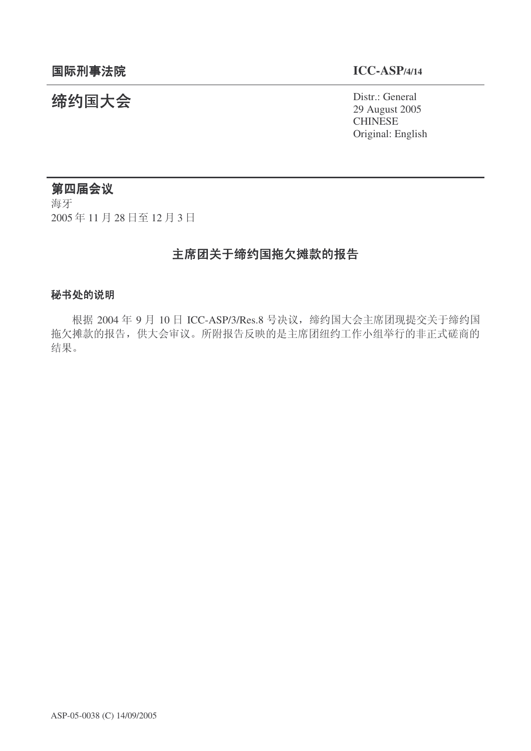**国际刑事法院** **ICC-ASP/4/14**

# 缔约国大会

Distr.: General
29 August 2005
CHINESE
Original: English

## 第四届会议

海牙
2005 年 11 月 28 日至 12 月 3 日

## 主席团关于缔约国拖欠摊款的报告

### 秘书处的说明

根据 2004 年 9 月 10 日 ICC-ASP/3/Res.8 号决议，缔约国大会主席团现提交关于缔约国拖欠摊款的报告，供大会审议。所附报告反映的是主席团纽约工作小组举行的非正式磋商的结果。

ASP-05-0038 (C) 14/09/2005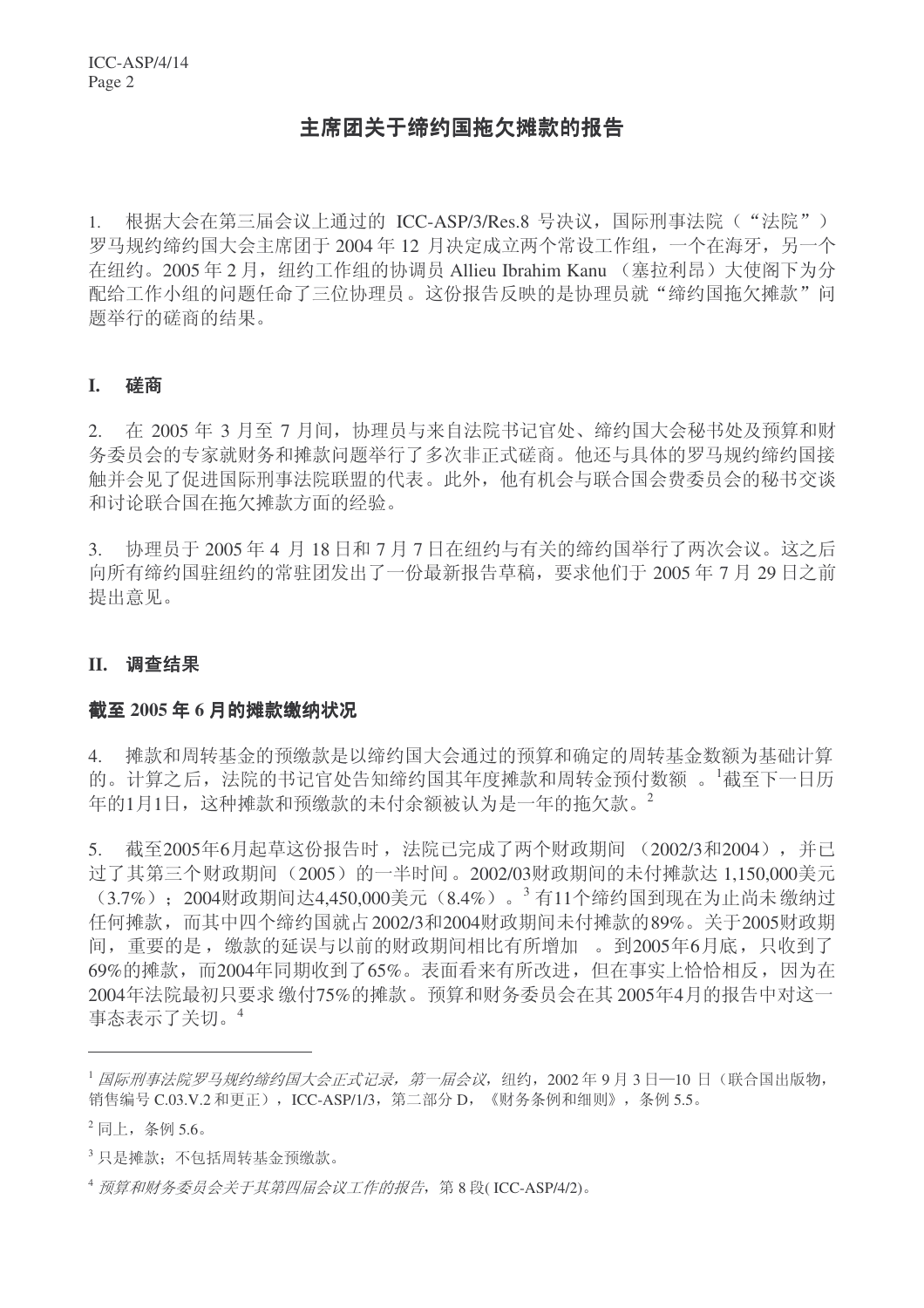# 主席团关于缔约国拖欠摊款的报告

1. 根据大会在第三届会议上通过的 ICC-ASP/3/Res.8 号决议，国际刑事法院（“法院”）罗马规约缔约国大会主席团于 2004 年 12 月决定成立两个常设工作组，一个在海牙，另一个在纽约。2005 年 2 月，纽约工作组的协调员 Allieu Ibrahim Kanu （塞拉利昂）大使阁下为分配给工作小组的问题任命了三位协理员。这份报告反映的是协理员就“缔约国拖欠摊款”问题举行的磋商的结果。

## I. 磋商

2. 在 2005 年 3 月至 7 月间，协理员与来自法院书记官处、缔约国大会秘书处及预算和财务委员会的专家就财务和摊款问题举行了多次非正式磋商。他还与具体的罗马规约缔约国接触并会见了促进国际刑事法院联盟的代表。此外，他有机会与联合国会费委员会的秘书交谈和讨论联合国在拖欠摊款方面的经验。

3. 协理员于 2005 年 4 月 18 日和 7 月 7 日在纽约与有关的缔约国举行了两次会议。这之后向所有缔约国驻纽约的常驻团发出了一份最新报告草稿，要求他们于 2005 年 7 月 29 日之前提出意见。

## II. 调查结果

### 截至 2005 年 6 月的摊款缴纳状况

4. 摊款和周转基金的预缴款是以缔约国大会通过的预算和确定的周转基金数额为基础计算的。计算之后，法院的书记官处告知缔约国其年度摊款和周转金预付数额 。[1]截至下一日历年的1月1日，这种摊款和预缴款的未付余额被认为是一年的拖欠款。[2]

5. 截至2005年6月起草这份报告时，法院已完成了两个财政期间 （2002/3和2004），并已过了其第三个财政期间（2005）的一半时间。2002/03财政期间的未付摊款达 1,150,000美元（3.7%）；2004财政期间达4,450,000美元（8.4%）。[3] 有11个缔约国到现在为止尚未缴纳过任何摊款，而其中四个缔约国就占2002/3和2004财政期间未付摊款的89%。关于2005财政期间，重要的是，缴款的延误与以前的财政期间相比有所增加 。到2005年6月底，只收到了69%的摊款，而2004年同期收到了65%。表面看来有所改进，但在事实上恰恰相反，因为在2004年法院最初只要求缴付75%的摊款。预算和财务委员会在其 2005年4月的报告中对这一事态表示了关切。[4]

---

[1] *国际刑事法院罗马规约缔约国大会正式记录，第一届会议*，纽约，2002 年 9 月 3 日—10 日（联合国出版物，销售编号 C.03.V.2 和更正），ICC-ASP/1/3，第二部分 D，《财务条例和细则》，条例 5.5。

[2] 同上，条例 5.6。

[3] 只是摊款；不包括周转基金预缴款。

[4] *预算和财务委员会关于其第四届会议工作的报告*，第 8 段( ICC-ASP/4/2)。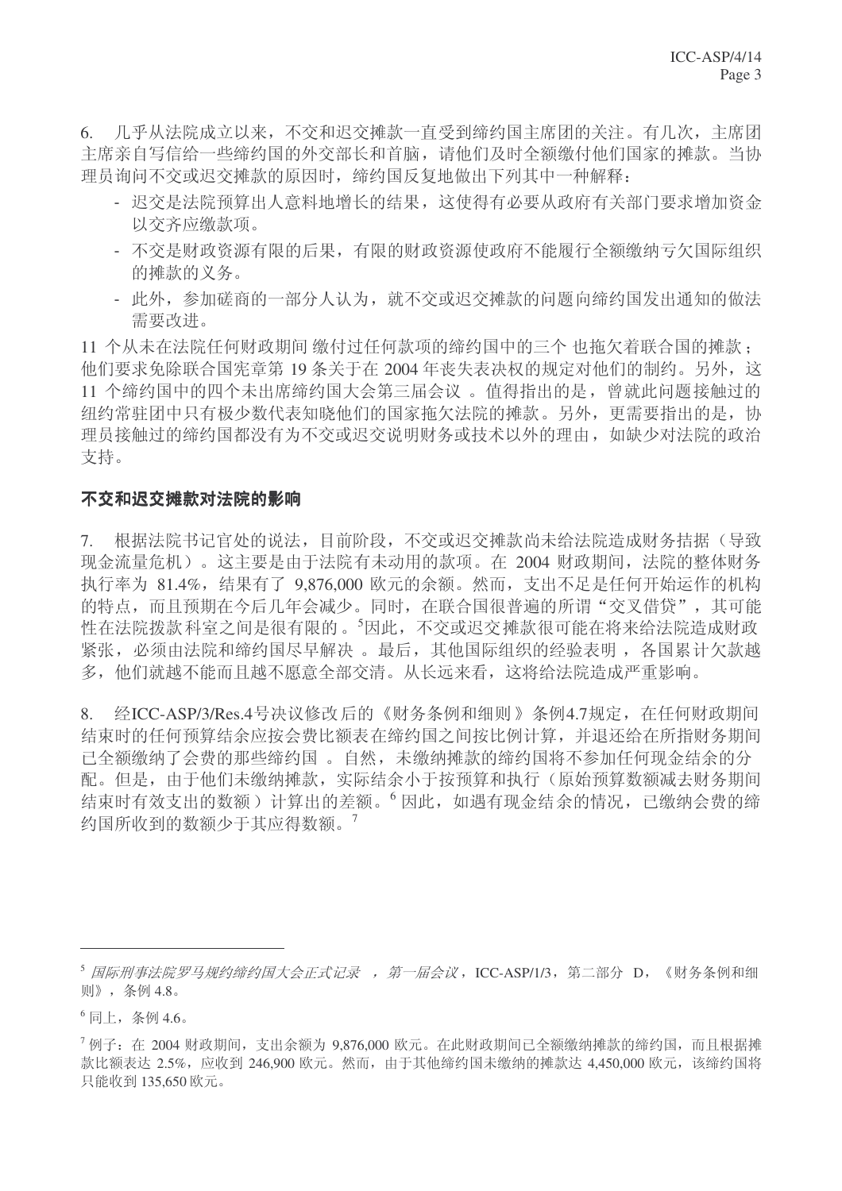6. 几乎从法院成立以来，不交和迟交摊款一直受到缔约国主席团的关注。有几次，主席团主席亲自写信给一些缔约国的外交部长和首脑，请他们及时全额缴付他们国家的摊款。当协理员询问不交或迟交摊款的原因时，缔约国反复地做出下列其中一种解释：

- 迟交是法院预算出人意料地增长的结果，这使得有必要从政府有关部门要求增加资金以交齐应缴款项。
- 不交是财政资源有限的后果，有限的财政资源使政府不能履行全额缴纳亏欠国际组织的摊款的义务。
- 此外，参加磋商的一部分人认为，就不交或迟交摊款的问题向缔约国发出通知的做法需要改进。

11 个从未在法院任何财政期间 缴付过任何款项的缔约国中的三个 也拖欠着联合国的摊款；他们要求免除联合国宪章第 19 条关于在 2004 年丧失表决权的规定对他们的制约。另外，这 11 个缔约国中的四个未出席缔约国大会第三届会议 。值得指出的是，曾就此问题接触过的纽约常驻团中只有极少数代表知晓他们的国家拖欠法院的摊款。另外，更需要指出的是，协理员接触过的缔约国都没有为不交或迟交说明财务或技术以外的理由，如缺少对法院的政治支持。

**不交和迟交摊款对法院的影响**

7. 根据法院书记官处的说法，目前阶段，不交或迟交摊款尚未给法院造成财务拮据（导致现金流量危机）。这主要是由于法院有未动用的款项。在 2004 财政期间，法院的整体财务执行率为 81.4%，结果有了 9,876,000 欧元的余额。然而，支出不足是任何开始运作的机构的特点，而且预期在今后几年会减少。同时，在联合国很普遍的所谓“交叉借贷”，其可能性在法院拨款科室之间是很有限的。[5]因此，不交或迟交摊款很可能在将来给法院造成财政紧张，必须由法院和缔约国尽早解决 。最后，其他国际组织的经验表明 ，各国累计欠款越多，他们就越不能而且越不愿意全部交清。从长远来看，这将给法院造成严重影响。

8. 经ICC-ASP/3/Res.4号决议修改后的《财务条例和细则》条例4.7规定，在任何财政期间结束时的任何预算结余应按会费比额表在缔约国之间按比例计算，并退还给在所指财务期间已全额缴纳了会费的那些缔约国 。自然，未缴纳摊款的缔约国将不参加任何现金结余的分配。但是，由于他们未缴纳摊款，实际结余小于按预算和执行（原始预算数额减去财务期间结束时有效支出的数额）计算出的差额。[6] 因此，如遇有现金结余的情况，已缴纳会费的缔约国所收到的数额少于其应得数额。[7]

---

[5] *国际刑事法院罗马规约缔约国大会正式记录* ，*第一届会议*，ICC-ASP/1/3，第二部分 D，《财务条例和细则》，条例 4.8。

[6] 同上，条例 4.6。

[7] 例子：在 2004 财政期间，支出余额为 9,876,000 欧元。在此财政期间已全额缴纳摊款的缔约国，而且根据摊款比额表达 2.5%，应收到 246,900 欧元。然而，由于其他缔约国未缴纳的摊款达 4,450,000 欧元，该缔约国将只能收到 135,650 欧元。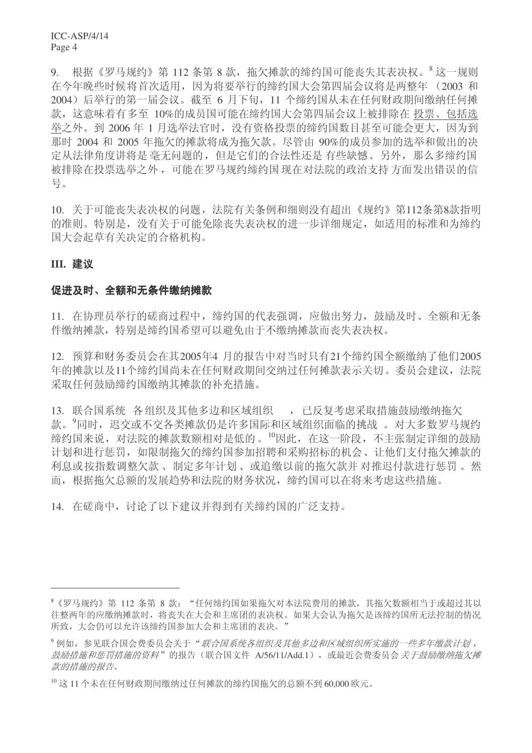9. 根据《罗马规约》第 112 条第 8 款，拖欠摊款的缔约国可能丧失其表决权。[8] 这一规则在今年晚些时候将首次适用，因为将要举行的缔约国大会第四届会议将是两整年（2003 和 2004）后举行的第一届会议。截至 6 月下旬，11 个缔约国从未在任何财政期间缴纳任何摊款，这意味着有多至 10%的成员国可能在缔约国大会第四届会议上被排除在投票、包括选举之外。到 2006 年 1 月选举法官时，没有资格投票的缔约国数目甚至可能会更大，因为到那时 2004 和 2005 年拖欠的摊款将成为拖欠款。尽管由 90%的成员参加的选举和做出的决定从法律角度讲将是毫无问题的，但是它们的合法性还是有些缺憾。另外，那么多缔约国被排除在投票选举之外，可能在罗马规约缔约国现在对法院的政治支持方面发出错误的信号。

10. 关于可能丧失表决权的问题，法院有关条例和细则没有超出《规约》第112条第8款指明的准则。特别是，没有关于可能免除丧失表决权的进一步详细规定，如适用的标准和为缔约国大会起草有关决定的合格机构。

## III. 建议

### 促进及时、全额和无条件缴纳摊款

11. 在协理员举行的磋商过程中，缔约国的代表强调，应做出努力，鼓励及时、全额和无条件缴纳摊款，特别是缔约国希望可以避免由于不缴纳摊款而丧失表决权。

12. 预算和财务委员会在其2005年4 月的报告中对当时只有21个缔约国全额缴纳了他们2005年的摊款以及11个缔约国尚未在任何财政期间交纳过任何摊款表示关切。委员会建议，法院采取任何鼓励缔约国缴纳其摊款的补充措施。

13. 联合国系统 各组织及其他多边和区域组织 ，已反复考虑采取措施鼓励缴纳拖欠款。[9]同时，迟交或不交各类摊款仍是许多国际和区域组织面临的挑战 。对大多数罗马规约缔约国来说，对法院的摊款数额相对是低的。[10]因此，在这一阶段，不主张制定详细的鼓励计划和进行惩罚，如限制拖欠的缔约国参加招聘和采购招标的机会、让他们支付拖欠摊款的利息或按指数调整欠款、制定多年计划、或追缴以前的拖欠款并对推迟付款进行惩罚。然而，根据拖欠总额的发展趋势和法院的财务状况，缔约国可以在将来考虑这些措施。

14. 在磋商中，讨论了以下建议并得到有关缔约国的广泛支持。

---

[8]《罗马规约》第 112 条第 8 款："任何缔约国如果拖欠对本法院费用的摊款，其拖欠数额相当于或超过其以往整两年的应缴纳摊款时，将丧失在大会和主席团的表决权。如果大会认为拖欠是该缔约国所无法控制的情况所致，大会仍可以允许该缔约国参加大会和主席团的表决。"

[9] 例如，参见联合国会费委员会关于"*联合国系统各组织及其他多边和区域组织所实施的一些多年缴款计划，鼓励措施和惩罚措施的资料*"的报告（联合国文件 A/56/11/Add.1），或最近会费委员会*关于鼓励缴纳拖欠摊款的措施的报告*。

[10] 这 11 个未在任何财政期间缴纳过任何摊款的缔约国拖欠的总额不到 60,000 欧元。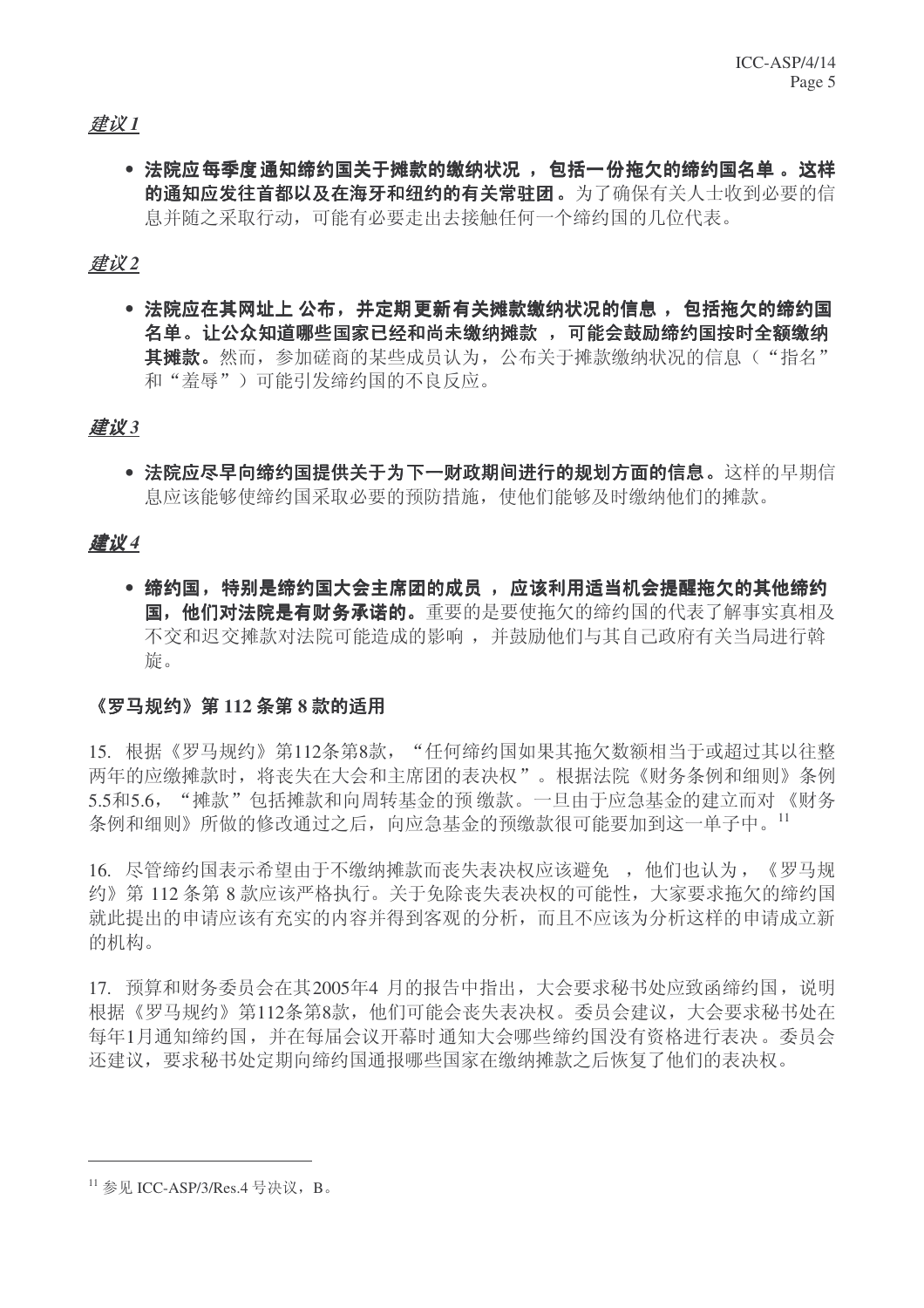*建议 1*

- **法院应每季度通知缔约国关于摊款的缴纳状况，包括一份拖欠的缔约国名单。这样的通知应发往首都以及在海牙和纽约的有关常驻团。**为了确保有关人士收到必要的信息并随之采取行动，可能有必要走出去接触任何一个缔约国的几位代表。

*建议 2*

- **法院应在其网址上公布，并定期更新有关摊款缴纳状况的信息，包括拖欠的缔约国名单。让公众知道哪些国家已经和尚未缴纳摊款，可能会鼓励缔约国按时全额缴纳其摊款。**然而，参加磋商的某些成员认为，公布关于摊款缴纳状况的信息（“指名”和“羞辱”）可能引发缔约国的不良反应。

*建议 3*

- **法院应尽早向缔约国提供关于为下一财政期间进行的规划方面的信息。**这样的早期信息应该能够使缔约国采取必要的预防措施，使他们能够及时缴纳他们的摊款。

*建议 4*

- **缔约国，特别是缔约国大会主席团的成员，应该利用适当机会提醒拖欠的其他缔约国，他们对法院是有财务承诺的。**重要的是要使拖欠的缔约国的代表了解事实真相及不交和迟交摊款对法院可能造成的影响，并鼓励他们与其自己政府有关当局进行斡旋。

### 《罗马规约》第 112 条第 8 款的适用

15. 根据《罗马规约》第112条第8款，“任何缔约国如果其拖欠数额相当于或超过其以往整两年的应缴摊款时，将丧失在大会和主席团的表决权”。根据法院《财务条例和细则》条例5.5和5.6，“摊款”包括摊款和向周转基金的预缴款。一旦由于应急基金的建立而对《财务条例和细则》所做的修改通过之后，向应急基金的预缴款很可能要加到这一单子中。[11]

16. 尽管缔约国表示希望由于不缴纳摊款而丧失表决权应该避免，他们也认为，《罗马规约》第 112 条第 8 款应该严格执行。关于免除丧失表决权的可能性，大家要求拖欠的缔约国就此提出的申请应该有充实的内容并得到客观的分析，而且不应该为分析这样的申请成立新的机构。

17. 预算和财务委员会在其2005年4 月的报告中指出，大会要求秘书处应致函缔约国，说明根据《罗马规约》第112条第8款，他们可能会丧失表决权。委员会建议，大会要求秘书处在每年1月通知缔约国，并在每届会议开幕时通知大会哪些缔约国没有资格进行表决。委员会还建议，要求秘书处定期向缔约国通报哪些国家在缴纳摊款之后恢复了他们的表决权。

---

[11] 参见 ICC-ASP/3/Res.4 号决议，B。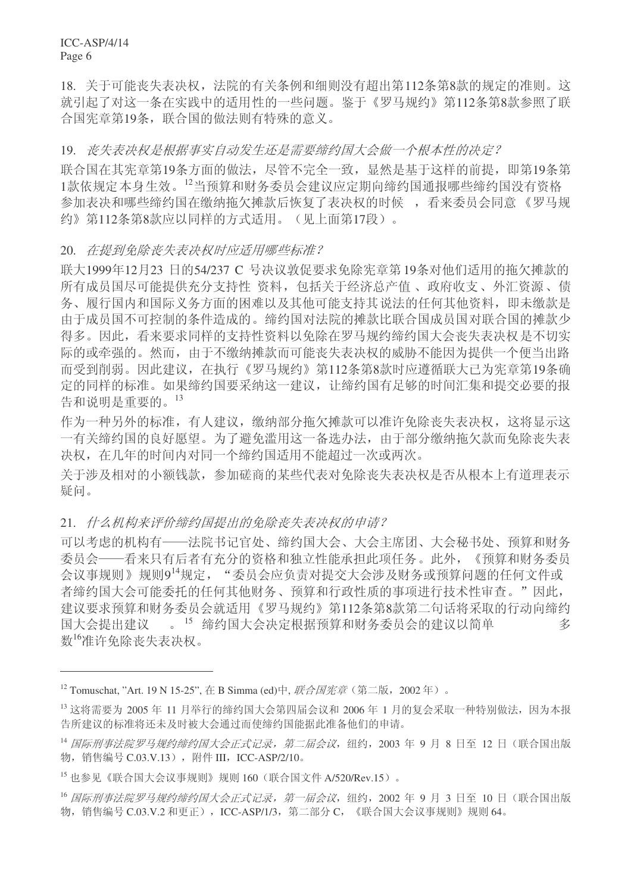18. 关于可能丧失表决权，法院的有关条例和细则没有超出第112条第8款的规定的准则。这就引起了对这一条在实践中的适用性的一些问题。鉴于《罗马规约》第112条第8款参照了联合国宪章第19条，联合国的做法则有特殊的意义。

19. *丧失表决权是根据事实自动发生还是需要缔约国大会做一个根本性的决定？*

联合国在其宪章第19条方面的做法，尽管不完全一致，显然是基于这样的前提，即第19条第1款依规定本身生效。[12]当预算和财务委员会建议应定期向缔约国通报哪些缔约国没有资格参加表决和哪些缔约国在缴纳拖欠摊款后恢复了表决权的时候 ，看来委员会同意《罗马规约》第112条第8款应以同样的方式适用。（见上面第17段）。

20. *在提到免除丧失表决权时应适用哪些标准？*

联大1999年12月23 日的54/237 C 号决议敦促要求免除宪章第19条对他们适用的拖欠摊款的所有成员国尽可能提供充分支持性 资料，包括关于经济总产值 、政府收支、外汇资源、债务、履行国内和国际义务方面的困难以及其他可能支持其说法的任何其他资料，即未缴款是由于成员国不可控制的条件造成的。缔约国对法院的摊款比联合国成员国对联合国的摊款少得多。因此，看来要求同样的支持性资料以免除在罗马规约缔约国大会丧失表决权是不切实际的或牵强的。然而，由于不缴纳摊款而可能丧失表决权的威胁不能因为提供一个便当出路而受到削弱。因此建议，在执行《罗马规约》第112条第8款时应遵循联大已为宪章第19条确定的同样的标准。如果缔约国要采纳这一建议，让缔约国有足够的时间汇集和提交必要的报告和说明是重要的。[13]

作为一种另外的标准，有人建议，缴纳部分拖欠摊款可以准许免除丧失表决权，这将显示这一有关缔约国的良好愿望。为了避免滥用这一备选办法，由于部分缴纳拖欠款而免除丧失表决权，在几年的时间内对同一个缔约国适用不能超过一次或两次。

关于涉及相对的小额钱款，参加磋商的某些代表对免除丧失表决权是否从根本上有道理表示疑问。

21. *什么机构来评价缔约国提出的免除丧失表决权的申请？*

可以考虑的机构有——法院书记官处、缔约国大会、大会主席团、大会秘书处、预算和财务委员会——看来只有后者有充分的资格和独立性能承担此项任务。此外，《预算和财务委员会议事规则》规则9[14]规定，"委员会应负责对提交大会涉及财务或预算问题的任何文件或者缔约国大会可能委托的任何其他财务、预算和行政性质的事项进行技术性审查。"因此，建议要求预算和财务委员会就适用《罗马规约》第112条第8款第二句话将采取的行动向缔约国大会提出建议 。[15] 缔约国大会决定根据预算和财务委员会的建议以简单 多数[16]准许免除丧失表决权。

---

[12] Tomuschat, "Art. 19 N 15-25", 在 B Simma (ed)中, *联合国宪章*（第二版，2002 年）。

[13] 这将需要为 2005 年 11 月举行的缔约国大会第四届会议和 2006 年 1 月的复会采取一种特别做法，因为本报告所建议的标准将还未及时被大会通过而使缔约国能据此准备他们的申请。

[14] *国际刑事法院罗马规约缔约国大会正式记录，第二届会议*，纽约，2003 年 9 月 8 日至 12 日（联合国出版物，销售编号 C.03.V.13），附件 III，ICC-ASP/2/10。

[15] 也参见《联合国大会议事规则》规则 160（联合国文件 A/520/Rev.15）。

[16] *国际刑事法院罗马规约缔约国大会正式记录，第一届会议*，纽约，2002 年 9 月 3 日至 10 日（联合国出版物，销售编号 C.03.V.2 和更正），ICC-ASP/1/3，第二部分 C，《联合国大会议事规则》规则 64。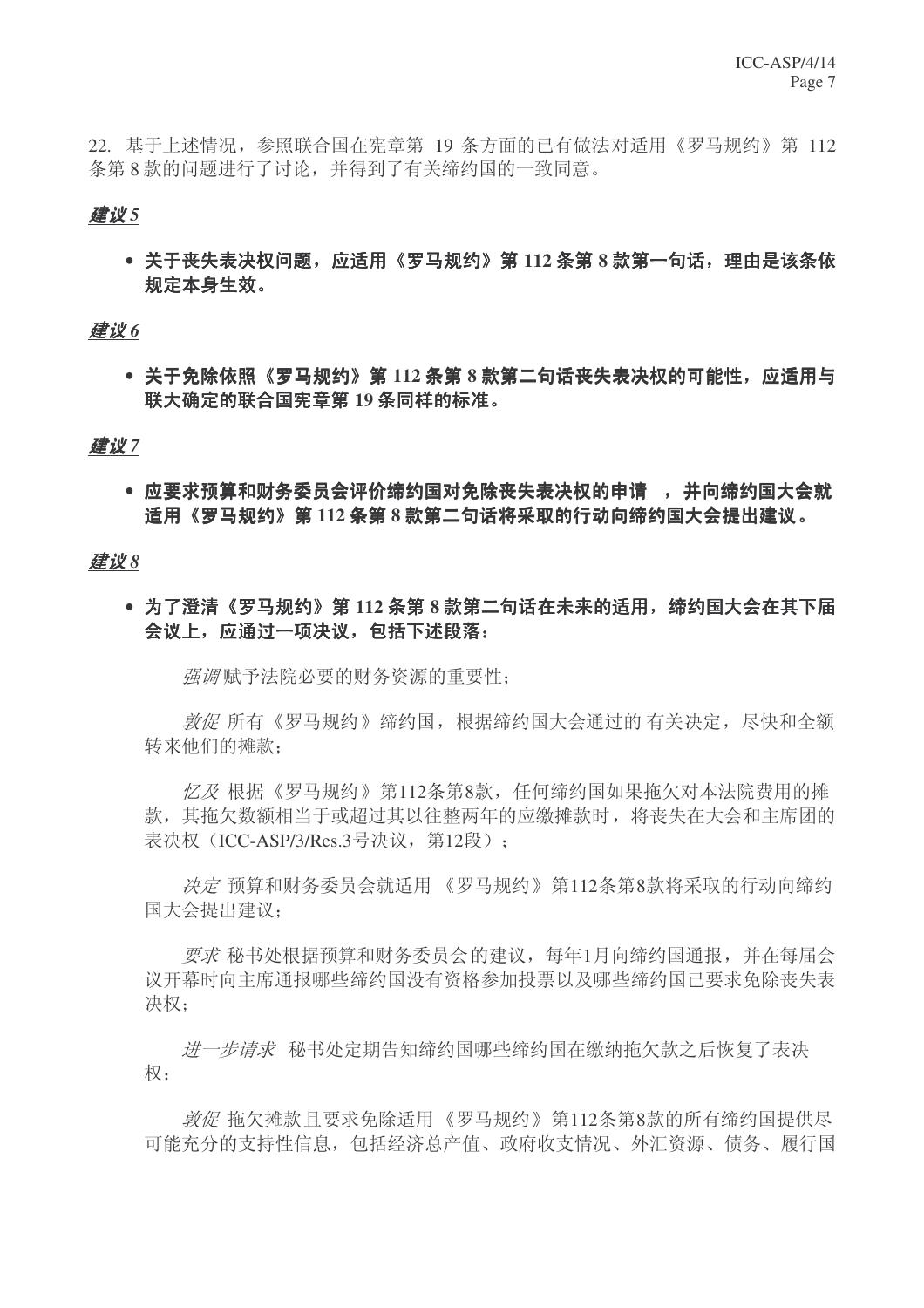22. 基于上述情况，参照联合国在宪章第 19 条方面的已有做法对适用《罗马规约》第 112 条第 8 款的问题进行了讨论，并得到了有关缔约国的一致同意。

***建议 5***

- **关于丧失表决权问题，应适用《罗马规约》第 112 条第 8 款第一句话，理由是该条依规定本身生效。**

***建议 6***

- **关于免除依照《罗马规约》第 112 条第 8 款第二句话丧失表决权的可能性，应适用与联大确定的联合国宪章第 19 条同样的标准。**

***建议 7***

- **应要求预算和财务委员会评价缔约国对免除丧失表决权的申请 ，并向缔约国大会就适用《罗马规约》第 112 条第 8 款第二句话将采取的行动向缔约国大会提出建议。**

***建议 8***

- **为了澄清《罗马规约》第 112 条第 8 款第二句话在未来的适用，缔约国大会在其下届会议上，应通过一项决议，包括下述段落：**

*强调* 赋予法院必要的财务资源的重要性；

*敦促* 所有《罗马规约》缔约国，根据缔约国大会通过的 有关决定，尽快和全额转来他们的摊款；

*忆及* 根据《罗马规约》第112条第8款，任何缔约国如果拖欠对本法院费用的摊款，其拖欠数额相当于或超过其以往整两年的应缴摊款时，将丧失在大会和主席团的表决权（ICC-ASP/3/Res.3号决议，第12段）；

*决定* 预算和财务委员会就适用 《罗马规约》第112条第8款将采取的行动向缔约国大会提出建议；

*要求* 秘书处根据预算和财务委员会的建议，每年1月向缔约国通报，并在每届会议开幕时向主席通报哪些缔约国没有资格参加投票以及哪些缔约国已要求免除丧失表决权；

*进一步请求* 秘书处定期告知缔约国哪些缔约国在缴纳拖欠款之后恢复了表决权；

*敦促* 拖欠摊款且要求免除适用 《罗马规约》第112条第8款的所有缔约国提供尽可能充分的支持性信息，包括经济总产值、政府收支情况、外汇资源、债务、履行国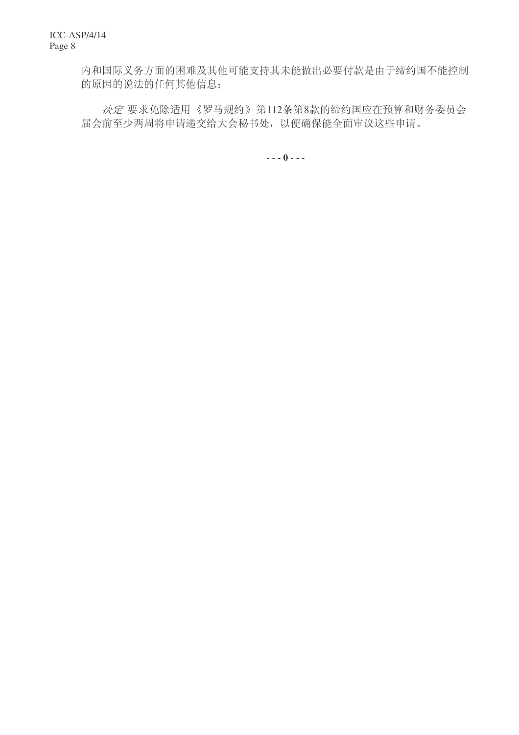内和国际义务方面的困难及其他可能支持其未能做出必要付款是由于缔约国不能控制的原因的说法的任何其他信息；

*决定* 要求免除适用《罗马规约》第112条第8款的缔约国应在预算和财务委员会届会前至少两周将申请递交给大会秘书处，以便确保能全面审议这些申请。

**- - - 0 - - -**